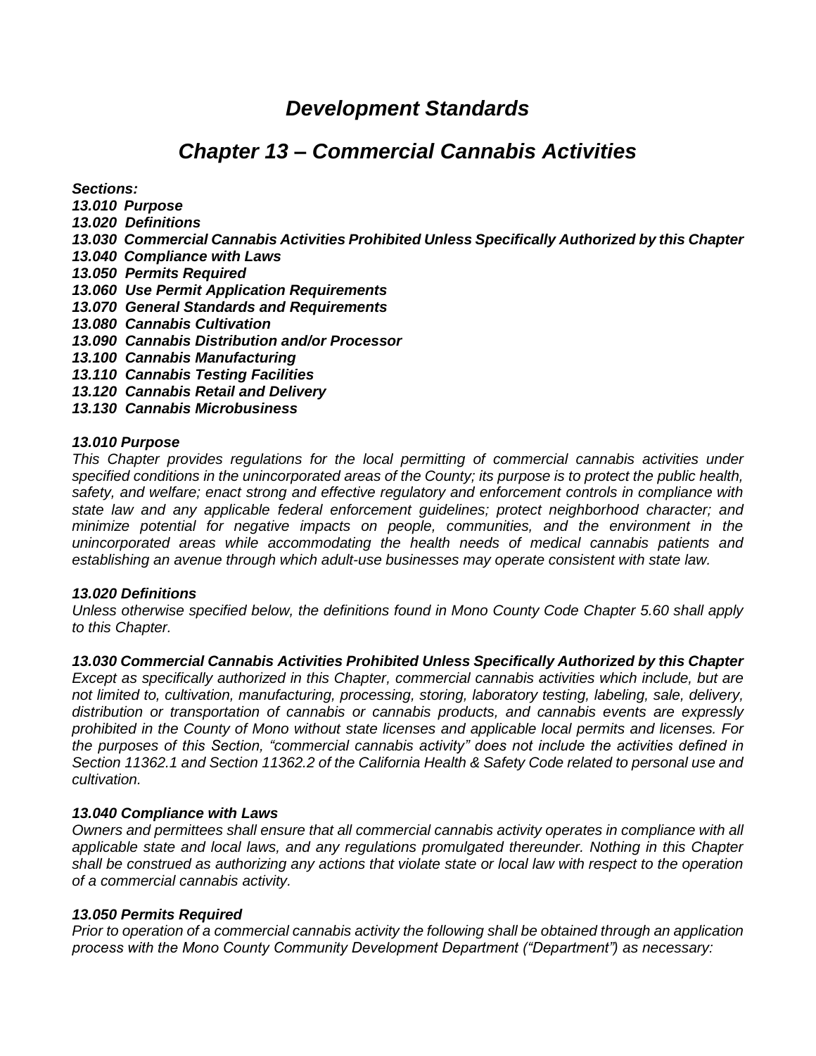# *Development Standards*

# *Chapter 13 – Commercial Cannabis Activities*

***Sections:***
***13.010 Purpose***
***13.020 Definitions***
***13.030 Commercial Cannabis Activities Prohibited Unless Specifically Authorized by this Chapter***
***13.040 Compliance with Laws***
***13.050 Permits Required***
***13.060 Use Permit Application Requirements***
***13.070 General Standards and Requirements***
***13.080 Cannabis Cultivation***
***13.090 Cannabis Distribution and/or Processor***
***13.100 Cannabis Manufacturing***
***13.110 Cannabis Testing Facilities***
***13.120 Cannabis Retail and Delivery***
***13.130 Cannabis Microbusiness***

### *13.010 Purpose*

*This Chapter provides regulations for the local permitting of commercial cannabis activities under specified conditions in the unincorporated areas of the County; its purpose is to protect the public health, safety, and welfare; enact strong and effective regulatory and enforcement controls in compliance with state law and any applicable federal enforcement guidelines; protect neighborhood character; and minimize potential for negative impacts on people, communities, and the environment in the unincorporated areas while accommodating the health needs of medical cannabis patients and establishing an avenue through which adult-use businesses may operate consistent with state law.*

### *13.020 Definitions*

*Unless otherwise specified below, the definitions found in Mono County Code Chapter 5.60 shall apply to this Chapter.*

### *13.030 Commercial Cannabis Activities Prohibited Unless Specifically Authorized by this Chapter*

*Except as specifically authorized in this Chapter, commercial cannabis activities which include, but are not limited to, cultivation, manufacturing, processing, storing, laboratory testing, labeling, sale, delivery, distribution or transportation of cannabis or cannabis products, and cannabis events are expressly prohibited in the County of Mono without state licenses and applicable local permits and licenses. For the purposes of this Section, "commercial cannabis activity" does not include the activities defined in Section 11362.1 and Section 11362.2 of the California Health & Safety Code related to personal use and cultivation.*

### *13.040 Compliance with Laws*

*Owners and permittees shall ensure that all commercial cannabis activity operates in compliance with all applicable state and local laws, and any regulations promulgated thereunder. Nothing in this Chapter shall be construed as authorizing any actions that violate state or local law with respect to the operation of a commercial cannabis activity.*

### *13.050 Permits Required*

*Prior to operation of a commercial cannabis activity the following shall be obtained through an application process with the Mono County Community Development Department ("Department") as necessary:*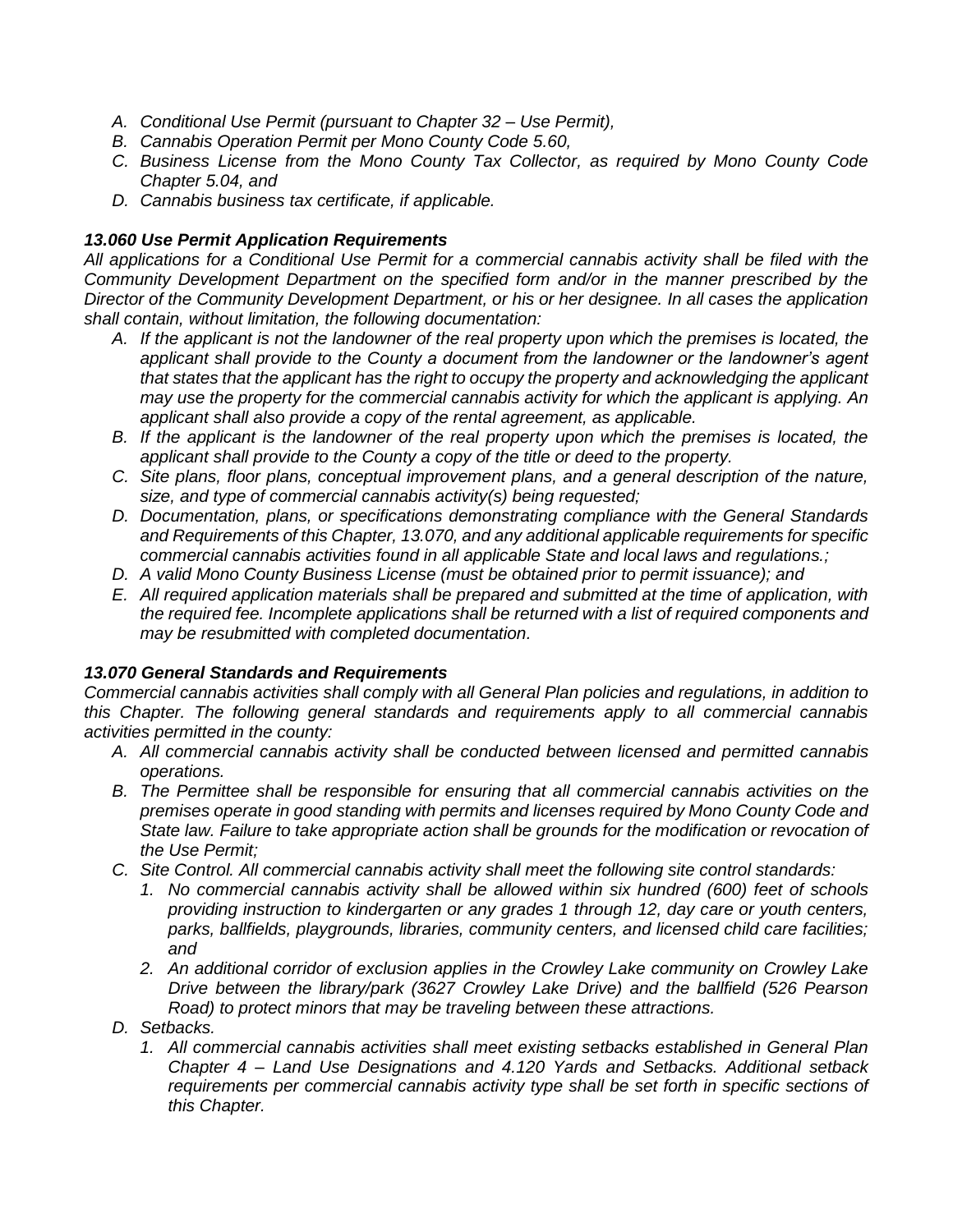- A. *Conditional Use Permit (pursuant to Chapter 32 – Use Permit),*
- B. *Cannabis Operation Permit per Mono County Code 5.60,*
- C. *Business License from the Mono County Tax Collector, as required by Mono County Code Chapter 5.04, and*
- D. *Cannabis business tax certificate, if applicable.*

### *13.060 Use Permit Application Requirements*

*All applications for a Conditional Use Permit for a commercial cannabis activity shall be filed with the Community Development Department on the specified form and/or in the manner prescribed by the Director of the Community Development Department, or his or her designee. In all cases the application shall contain, without limitation, the following documentation:*

- A. *If the applicant is not the landowner of the real property upon which the premises is located, the applicant shall provide to the County a document from the landowner or the landowner's agent that states that the applicant has the right to occupy the property and acknowledging the applicant may use the property for the commercial cannabis activity for which the applicant is applying. An applicant shall also provide a copy of the rental agreement, as applicable.*
- B. *If the applicant is the landowner of the real property upon which the premises is located, the applicant shall provide to the County a copy of the title or deed to the property.*
- C. *Site plans, floor plans, conceptual improvement plans, and a general description of the nature, size, and type of commercial cannabis activity(s) being requested;*
- D. *Documentation, plans, or specifications demonstrating compliance with the General Standards and Requirements of this Chapter, 13.070, and any additional applicable requirements for specific commercial cannabis activities found in all applicable State and local laws and regulations.;*
- D. *A valid Mono County Business License (must be obtained prior to permit issuance); and*
- E. *All required application materials shall be prepared and submitted at the time of application, with the required fee. Incomplete applications shall be returned with a list of required components and may be resubmitted with completed documentation.*

### *13.070 General Standards and Requirements*

*Commercial cannabis activities shall comply with all General Plan policies and regulations, in addition to this Chapter. The following general standards and requirements apply to all commercial cannabis activities permitted in the county:*

- A. *All commercial cannabis activity shall be conducted between licensed and permitted cannabis operations.*
- B. *The Permittee shall be responsible for ensuring that all commercial cannabis activities on the premises operate in good standing with permits and licenses required by Mono County Code and State law. Failure to take appropriate action shall be grounds for the modification or revocation of the Use Permit;*
- C. *Site Control. All commercial cannabis activity shall meet the following site control standards:*
  1. *No commercial cannabis activity shall be allowed within six hundred (600) feet of schools providing instruction to kindergarten or any grades 1 through 12, day care or youth centers, parks, ballfields, playgrounds, libraries, community centers, and licensed child care facilities; and*
  2. *An additional corridor of exclusion applies in the Crowley Lake community on Crowley Lake Drive between the library/park (3627 Crowley Lake Drive) and the ballfield (526 Pearson Road) to protect minors that may be traveling between these attractions.*
- D. *Setbacks.*
  1. *All commercial cannabis activities shall meet existing setbacks established in General Plan Chapter 4 – Land Use Designations and 4.120 Yards and Setbacks. Additional setback requirements per commercial cannabis activity type shall be set forth in specific sections of this Chapter.*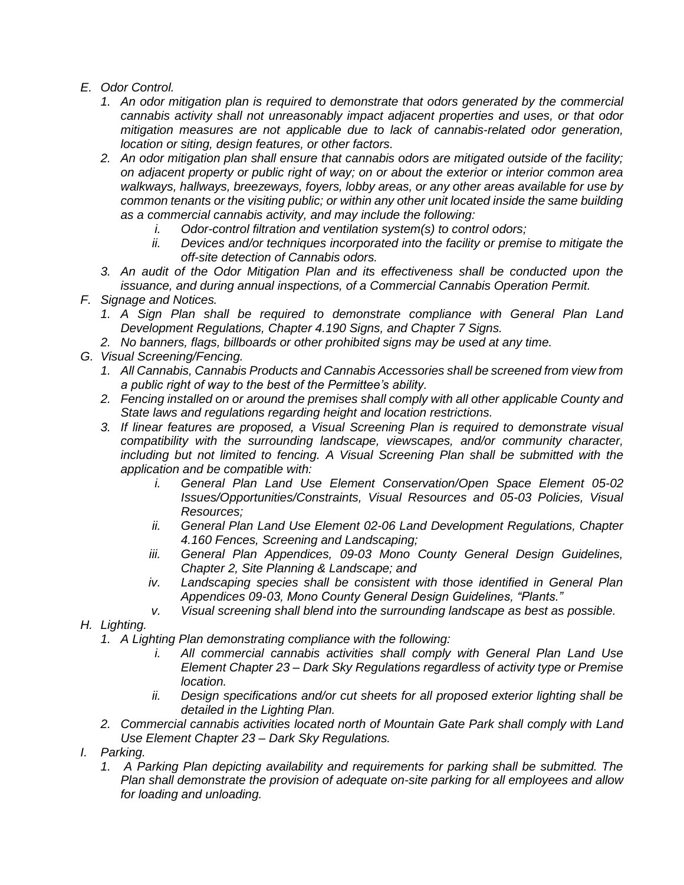*E. Odor Control.*

*1. An odor mitigation plan is required to demonstrate that odors generated by the commercial cannabis activity shall not unreasonably impact adjacent properties and uses, or that odor mitigation measures are not applicable due to lack of cannabis-related odor generation, location or siting, design features, or other factors.*

*2. An odor mitigation plan shall ensure that cannabis odors are mitigated outside of the facility; on adjacent property or public right of way; on or about the exterior or interior common area walkways, hallways, breezeways, foyers, lobby areas, or any other areas available for use by common tenants or the visiting public; or within any other unit located inside the same building as a commercial cannabis activity, and may include the following:*

*i. Odor-control filtration and ventilation system(s) to control odors;*

*ii. Devices and/or techniques incorporated into the facility or premise to mitigate the off-site detection of Cannabis odors.*

*3. An audit of the Odor Mitigation Plan and its effectiveness shall be conducted upon the issuance, and during annual inspections, of a Commercial Cannabis Operation Permit.*

*F. Signage and Notices.*

*1. A Sign Plan shall be required to demonstrate compliance with General Plan Land Development Regulations, Chapter 4.190 Signs, and Chapter 7 Signs.*

*2. No banners, flags, billboards or other prohibited signs may be used at any time.*

*G. Visual Screening/Fencing.*

*1. All Cannabis, Cannabis Products and Cannabis Accessories shall be screened from view from a public right of way to the best of the Permittee's ability.*

*2. Fencing installed on or around the premises shall comply with all other applicable County and State laws and regulations regarding height and location restrictions.*

*3. If linear features are proposed, a Visual Screening Plan is required to demonstrate visual compatibility with the surrounding landscape, viewscapes, and/or community character, including but not limited to fencing. A Visual Screening Plan shall be submitted with the application and be compatible with:*

*i. General Plan Land Use Element Conservation/Open Space Element 05-02 Issues/Opportunities/Constraints, Visual Resources and 05-03 Policies, Visual Resources;*

*ii. General Plan Land Use Element 02-06 Land Development Regulations, Chapter 4.160 Fences, Screening and Landscaping;*

*iii. General Plan Appendices, 09-03 Mono County General Design Guidelines, Chapter 2, Site Planning & Landscape; and*

*iv. Landscaping species shall be consistent with those identified in General Plan Appendices 09-03, Mono County General Design Guidelines, "Plants."*

*v. Visual screening shall blend into the surrounding landscape as best as possible.*

*H. Lighting.*

*1. A Lighting Plan demonstrating compliance with the following:*

*i. All commercial cannabis activities shall comply with General Plan Land Use Element Chapter 23 – Dark Sky Regulations regardless of activity type or Premise location.*

*ii. Design specifications and/or cut sheets for all proposed exterior lighting shall be detailed in the Lighting Plan.*

*2. Commercial cannabis activities located north of Mountain Gate Park shall comply with Land Use Element Chapter 23 – Dark Sky Regulations.*

*I. Parking.*

*1. A Parking Plan depicting availability and requirements for parking shall be submitted. The Plan shall demonstrate the provision of adequate on-site parking for all employees and allow for loading and unloading.*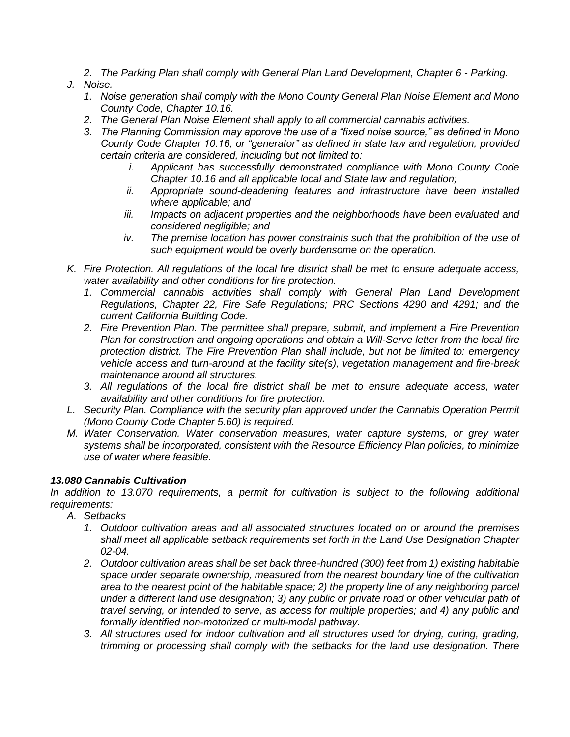*2. The Parking Plan shall comply with General Plan Land Development, Chapter 6 - Parking.*

*J. Noise.*

*1. Noise generation shall comply with the Mono County General Plan Noise Element and Mono County Code, Chapter 10.16.*

*2. The General Plan Noise Element shall apply to all commercial cannabis activities.*

*3. The Planning Commission may approve the use of a "fixed noise source," as defined in Mono County Code Chapter 10.16, or "generator" as defined in state law and regulation, provided certain criteria are considered, including but not limited to:*

*i. Applicant has successfully demonstrated compliance with Mono County Code Chapter 10.16 and all applicable local and State law and regulation;*

*ii. Appropriate sound-deadening features and infrastructure have been installed where applicable; and*

*iii. Impacts on adjacent properties and the neighborhoods have been evaluated and considered negligible; and*

*iv. The premise location has power constraints such that the prohibition of the use of such equipment would be overly burdensome on the operation.*

*K. Fire Protection. All regulations of the local fire district shall be met to ensure adequate access, water availability and other conditions for fire protection.*

*1. Commercial cannabis activities shall comply with General Plan Land Development Regulations, Chapter 22, Fire Safe Regulations; PRC Sections 4290 and 4291; and the current California Building Code.*

*2. Fire Prevention Plan. The permittee shall prepare, submit, and implement a Fire Prevention Plan for construction and ongoing operations and obtain a Will-Serve letter from the local fire protection district. The Fire Prevention Plan shall include, but not be limited to: emergency vehicle access and turn-around at the facility site(s), vegetation management and fire-break maintenance around all structures.*

*3. All regulations of the local fire district shall be met to ensure adequate access, water availability and other conditions for fire protection.*

*L. Security Plan. Compliance with the security plan approved under the Cannabis Operation Permit (Mono County Code Chapter 5.60) is required.*

*M. Water Conservation. Water conservation measures, water capture systems, or grey water systems shall be incorporated, consistent with the Resource Efficiency Plan policies, to minimize use of water where feasible.*

***13.080 Cannabis Cultivation***

*In addition to 13.070 requirements, a permit for cultivation is subject to the following additional requirements:*

*A. Setbacks*

*1. Outdoor cultivation areas and all associated structures located on or around the premises shall meet all applicable setback requirements set forth in the Land Use Designation Chapter 02-04.*

*2. Outdoor cultivation areas shall be set back three-hundred (300) feet from 1) existing habitable space under separate ownership, measured from the nearest boundary line of the cultivation area to the nearest point of the habitable space; 2) the property line of any neighboring parcel under a different land use designation; 3) any public or private road or other vehicular path of travel serving, or intended to serve, as access for multiple properties; and 4) any public and formally identified non-motorized or multi-modal pathway.*

*3. All structures used for indoor cultivation and all structures used for drying, curing, grading, trimming or processing shall comply with the setbacks for the land use designation. There*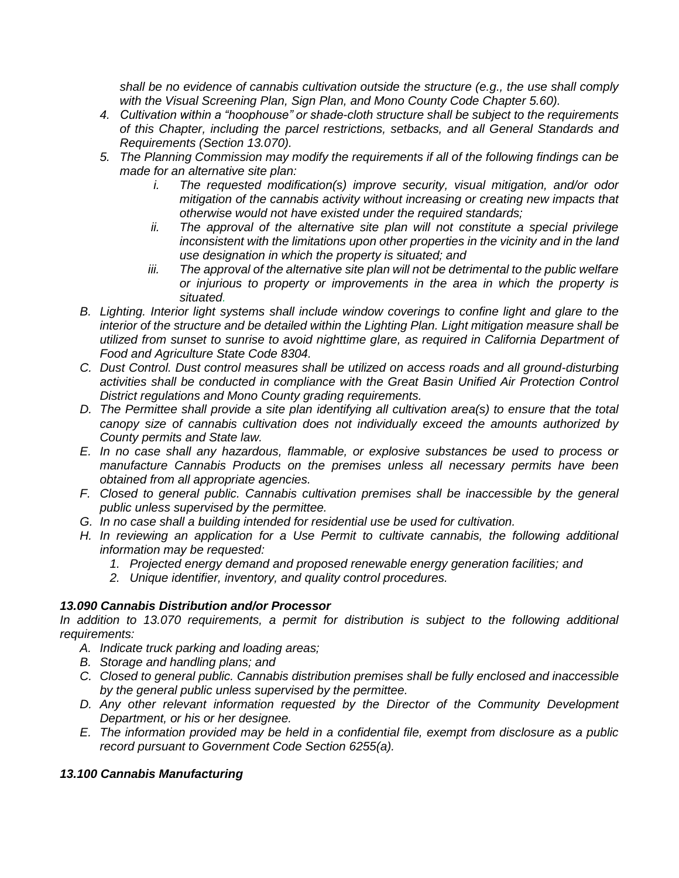*shall be no evidence of cannabis cultivation outside the structure (e.g., the use shall comply with the Visual Screening Plan, Sign Plan, and Mono County Code Chapter 5.60).*

4. *Cultivation within a "hoophouse" or shade-cloth structure shall be subject to the requirements of this Chapter, including the parcel restrictions, setbacks, and all General Standards and Requirements (Section 13.070).*
5. *The Planning Commission may modify the requirements if all of the following findings can be made for an alternative site plan:*
   i. *The requested modification(s) improve security, visual mitigation, and/or odor mitigation of the cannabis activity without increasing or creating new impacts that otherwise would not have existed under the required standards;*
   ii. *The approval of the alternative site plan will not constitute a special privilege inconsistent with the limitations upon other properties in the vicinity and in the land use designation in which the property is situated; and*
   iii. *The approval of the alternative site plan will not be detrimental to the public welfare or injurious to property or improvements in the area in which the property is situated.*

B. *Lighting. Interior light systems shall include window coverings to confine light and glare to the interior of the structure and be detailed within the Lighting Plan. Light mitigation measure shall be utilized from sunset to sunrise to avoid nighttime glare, as required in California Department of Food and Agriculture State Code 8304.*

C. *Dust Control. Dust control measures shall be utilized on access roads and all ground-disturbing activities shall be conducted in compliance with the Great Basin Unified Air Protection Control District regulations and Mono County grading requirements.*

D. *The Permittee shall provide a site plan identifying all cultivation area(s) to ensure that the total canopy size of cannabis cultivation does not individually exceed the amounts authorized by County permits and State law.*

E. *In no case shall any hazardous, flammable, or explosive substances be used to process or manufacture Cannabis Products on the premises unless all necessary permits have been obtained from all appropriate agencies.*

F. *Closed to general public. Cannabis cultivation premises shall be inaccessible by the general public unless supervised by the permittee.*

G. *In no case shall a building intended for residential use be used for cultivation.*

H. *In reviewing an application for a Use Permit to cultivate cannabis, the following additional information may be requested:*
   1. *Projected energy demand and proposed renewable energy generation facilities; and*
   2. *Unique identifier, inventory, and quality control procedures.*

### *13.090 Cannabis Distribution and/or Processor*

*In addition to 13.070 requirements, a permit for distribution is subject to the following additional requirements:*

A. *Indicate truck parking and loading areas;*

B. *Storage and handling plans; and*

C. *Closed to general public. Cannabis distribution premises shall be fully enclosed and inaccessible by the general public unless supervised by the permittee.*

D. *Any other relevant information requested by the Director of the Community Development Department, or his or her designee.*

E. *The information provided may be held in a confidential file, exempt from disclosure as a public record pursuant to Government Code Section 6255(a).*

### *13.100 Cannabis Manufacturing*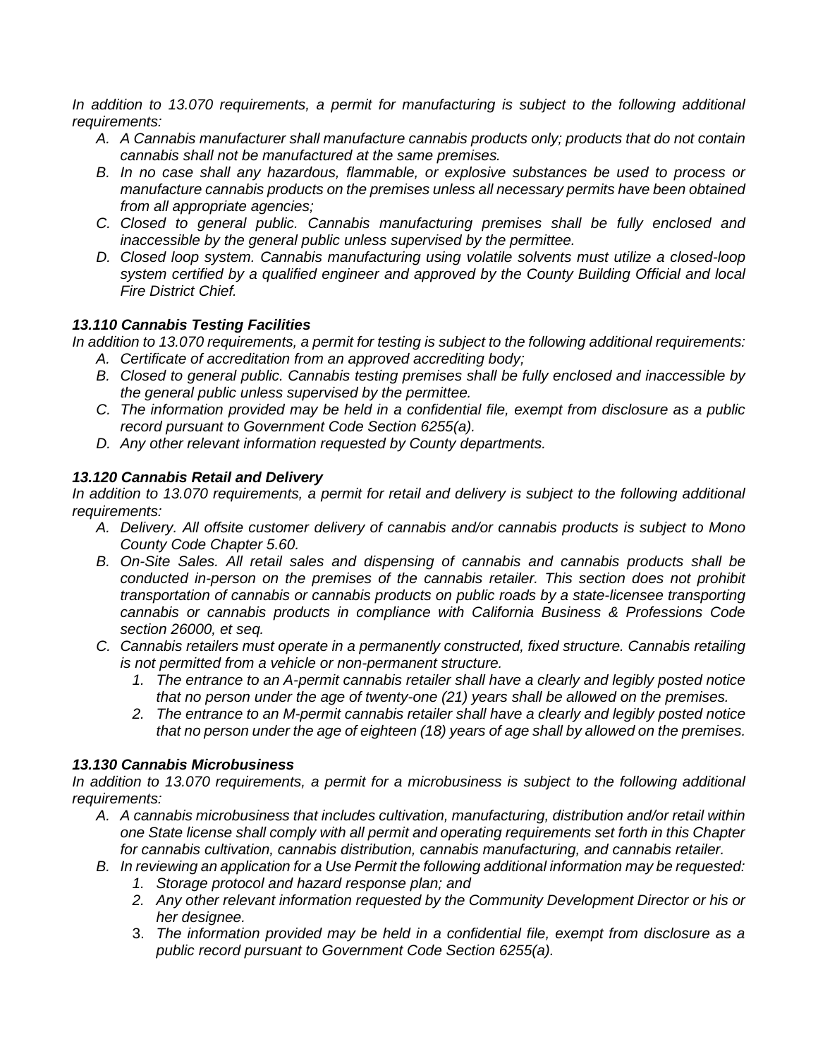*In addition to 13.070 requirements, a permit for manufacturing is subject to the following additional requirements:*

- *A. A Cannabis manufacturer shall manufacture cannabis products only; products that do not contain cannabis shall not be manufactured at the same premises.*
- *B. In no case shall any hazardous, flammable, or explosive substances be used to process or manufacture cannabis products on the premises unless all necessary permits have been obtained from all appropriate agencies;*
- *C. Closed to general public. Cannabis manufacturing premises shall be fully enclosed and inaccessible by the general public unless supervised by the permittee.*
- *D. Closed loop system. Cannabis manufacturing using volatile solvents must utilize a closed-loop system certified by a qualified engineer and approved by the County Building Official and local Fire District Chief.*

### *13.110 Cannabis Testing Facilities*

*In addition to 13.070 requirements, a permit for testing is subject to the following additional requirements:*

- *A. Certificate of accreditation from an approved accrediting body;*
- *B. Closed to general public. Cannabis testing premises shall be fully enclosed and inaccessible by the general public unless supervised by the permittee.*
- *C. The information provided may be held in a confidential file, exempt from disclosure as a public record pursuant to Government Code Section 6255(a).*
- *D. Any other relevant information requested by County departments.*

### *13.120 Cannabis Retail and Delivery*

*In addition to 13.070 requirements, a permit for retail and delivery is subject to the following additional requirements:*

- *A. Delivery. All offsite customer delivery of cannabis and/or cannabis products is subject to Mono County Code Chapter 5.60.*
- *B. On-Site Sales. All retail sales and dispensing of cannabis and cannabis products shall be conducted in-person on the premises of the cannabis retailer. This section does not prohibit transportation of cannabis or cannabis products on public roads by a state-licensee transporting cannabis or cannabis products in compliance with California Business & Professions Code section 26000, et seq.*
- *C. Cannabis retailers must operate in a permanently constructed, fixed structure. Cannabis retailing is not permitted from a vehicle or non-permanent structure.*
  - *1. The entrance to an A-permit cannabis retailer shall have a clearly and legibly posted notice that no person under the age of twenty-one (21) years shall be allowed on the premises.*
  - *2. The entrance to an M-permit cannabis retailer shall have a clearly and legibly posted notice that no person under the age of eighteen (18) years of age shall by allowed on the premises.*

### *13.130 Cannabis Microbusiness*

*In addition to 13.070 requirements, a permit for a microbusiness is subject to the following additional requirements:*

- *A. A cannabis microbusiness that includes cultivation, manufacturing, distribution and/or retail within one State license shall comply with all permit and operating requirements set forth in this Chapter for cannabis cultivation, cannabis distribution, cannabis manufacturing, and cannabis retailer.*
- *B. In reviewing an application for a Use Permit the following additional information may be requested:*
  - *1. Storage protocol and hazard response plan; and*
  - *2. Any other relevant information requested by the Community Development Director or his or her designee.*
  - 3. *The information provided may be held in a confidential file, exempt from disclosure as a public record pursuant to Government Code Section 6255(a).*